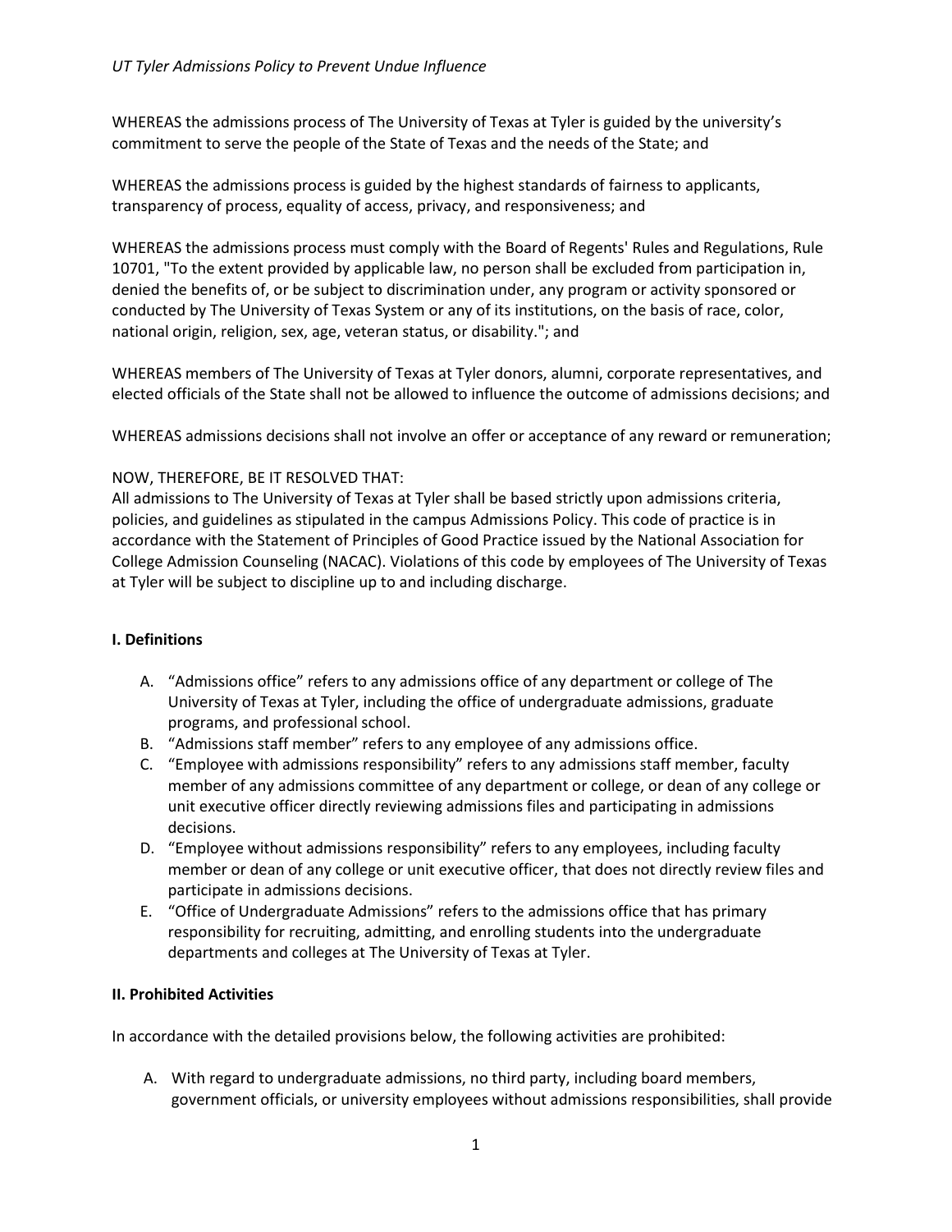*UT Tyler Admissions Policy to Prevent Undue Influence*

WHEREAS the admissions process of The University of Texas at Tyler is guided by the university's commitment to serve the people of the State of Texas and the needs of the State; and

WHEREAS the admissions process is guided by the highest standards of fairness to applicants, transparency of process, equality of access, privacy, and responsiveness; and

WHEREAS the admissions process must comply with the Board of Regents' Rules and Regulations, Rule 10701, "To the extent provided by applicable law, no person shall be excluded from participation in, denied the benefits of, or be subject to discrimination under, any program or activity sponsored or conducted by The University of Texas System or any of its institutions, on the basis of race, color, national origin, religion, sex, age, veteran status, or disability."; and

WHEREAS members of The University of Texas at Tyler donors, alumni, corporate representatives, and elected officials of the State shall not be allowed to influence the outcome of admissions decisions; and

WHEREAS admissions decisions shall not involve an offer or acceptance of any reward or remuneration;

NOW, THEREFORE, BE IT RESOLVED THAT:
All admissions to The University of Texas at Tyler shall be based strictly upon admissions criteria, policies, and guidelines as stipulated in the campus Admissions Policy. This code of practice is in accordance with the Statement of Principles of Good Practice issued by the National Association for College Admission Counseling (NACAC). Violations of this code by employees of The University of Texas at Tyler will be subject to discipline up to and including discharge.

**I. Definitions**

A. "Admissions office" refers to any admissions office of any department or college of The University of Texas at Tyler, including the office of undergraduate admissions, graduate programs, and professional school.
B. "Admissions staff member" refers to any employee of any admissions office.
C. "Employee with admissions responsibility" refers to any admissions staff member, faculty member of any admissions committee of any department or college, or dean of any college or unit executive officer directly reviewing admissions files and participating in admissions decisions.
D. "Employee without admissions responsibility" refers to any employees, including faculty member or dean of any college or unit executive officer, that does not directly review files and participate in admissions decisions.
E. "Office of Undergraduate Admissions" refers to the admissions office that has primary responsibility for recruiting, admitting, and enrolling students into the undergraduate departments and colleges at The University of Texas at Tyler.

**II. Prohibited Activities**

In accordance with the detailed provisions below, the following activities are prohibited:

A. With regard to undergraduate admissions, no third party, including board members, government officials, or university employees without admissions responsibilities, shall provide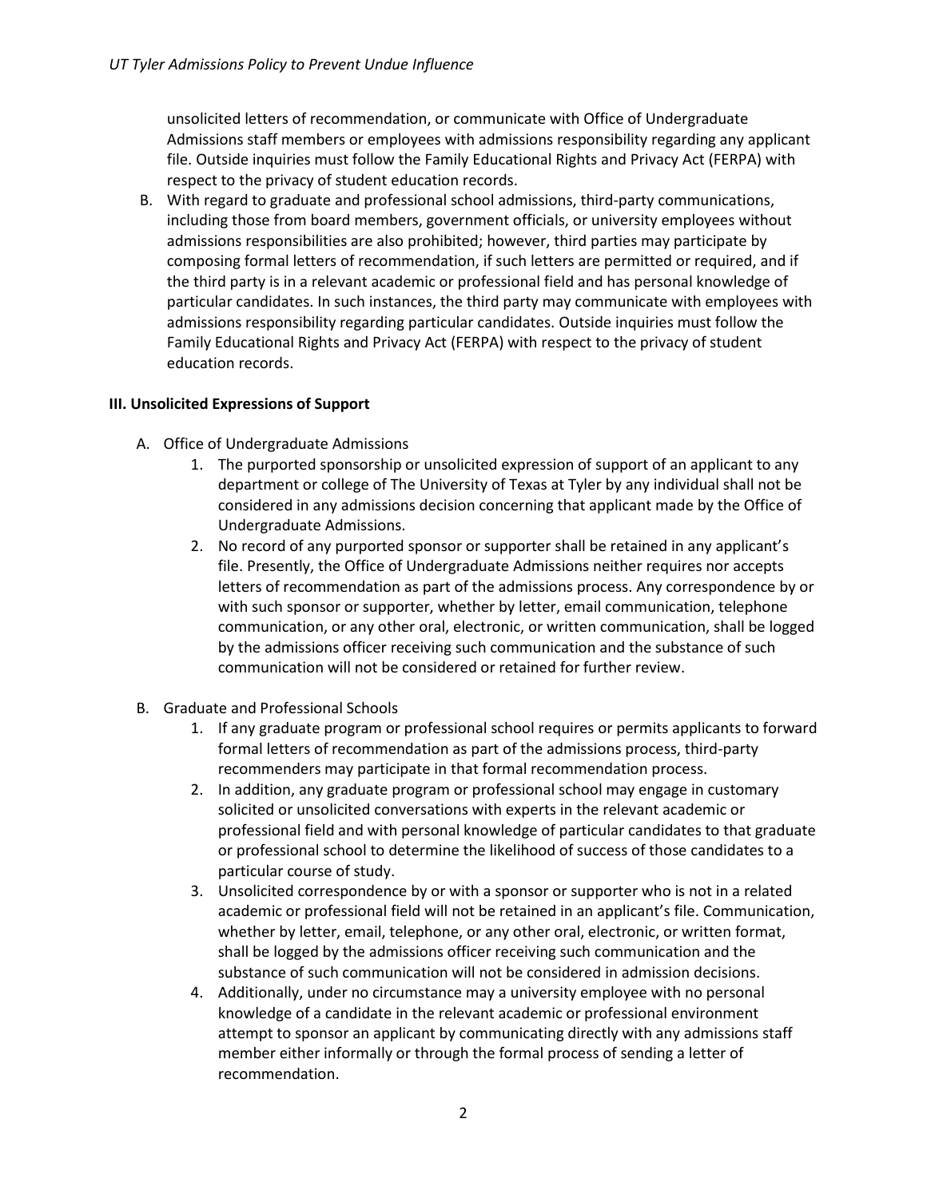unsolicited letters of recommendation, or communicate with Office of Undergraduate Admissions staff members or employees with admissions responsibility regarding any applicant file. Outside inquiries must follow the Family Educational Rights and Privacy Act (FERPA) with respect to the privacy of student education records.

B. With regard to graduate and professional school admissions, third-party communications, including those from board members, government officials, or university employees without admissions responsibilities are also prohibited; however, third parties may participate by composing formal letters of recommendation, if such letters are permitted or required, and if the third party is in a relevant academic or professional field and has personal knowledge of particular candidates. In such instances, the third party may communicate with employees with admissions responsibility regarding particular candidates. Outside inquiries must follow the Family Educational Rights and Privacy Act (FERPA) with respect to the privacy of student education records.

**III. Unsolicited Expressions of Support**

A. Office of Undergraduate Admissions
   1. The purported sponsorship or unsolicited expression of support of an applicant to any department or college of The University of Texas at Tyler by any individual shall not be considered in any admissions decision concerning that applicant made by the Office of Undergraduate Admissions.
   2. No record of any purported sponsor or supporter shall be retained in any applicant's file. Presently, the Office of Undergraduate Admissions neither requires nor accepts letters of recommendation as part of the admissions process. Any correspondence by or with such sponsor or supporter, whether by letter, email communication, telephone communication, or any other oral, electronic, or written communication, shall be logged by the admissions officer receiving such communication and the substance of such communication will not be considered or retained for further review.

B. Graduate and Professional Schools
   1. If any graduate program or professional school requires or permits applicants to forward formal letters of recommendation as part of the admissions process, third-party recommenders may participate in that formal recommendation process.
   2. In addition, any graduate program or professional school may engage in customary solicited or unsolicited conversations with experts in the relevant academic or professional field and with personal knowledge of particular candidates to that graduate or professional school to determine the likelihood of success of those candidates to a particular course of study.
   3. Unsolicited correspondence by or with a sponsor or supporter who is not in a related academic or professional field will not be retained in an applicant's file. Communication, whether by letter, email, telephone, or any other oral, electronic, or written format, shall be logged by the admissions officer receiving such communication and the substance of such communication will not be considered in admission decisions.
   4. Additionally, under no circumstance may a university employee with no personal knowledge of a candidate in the relevant academic or professional environment attempt to sponsor an applicant by communicating directly with any admissions staff member either informally or through the formal process of sending a letter of recommendation.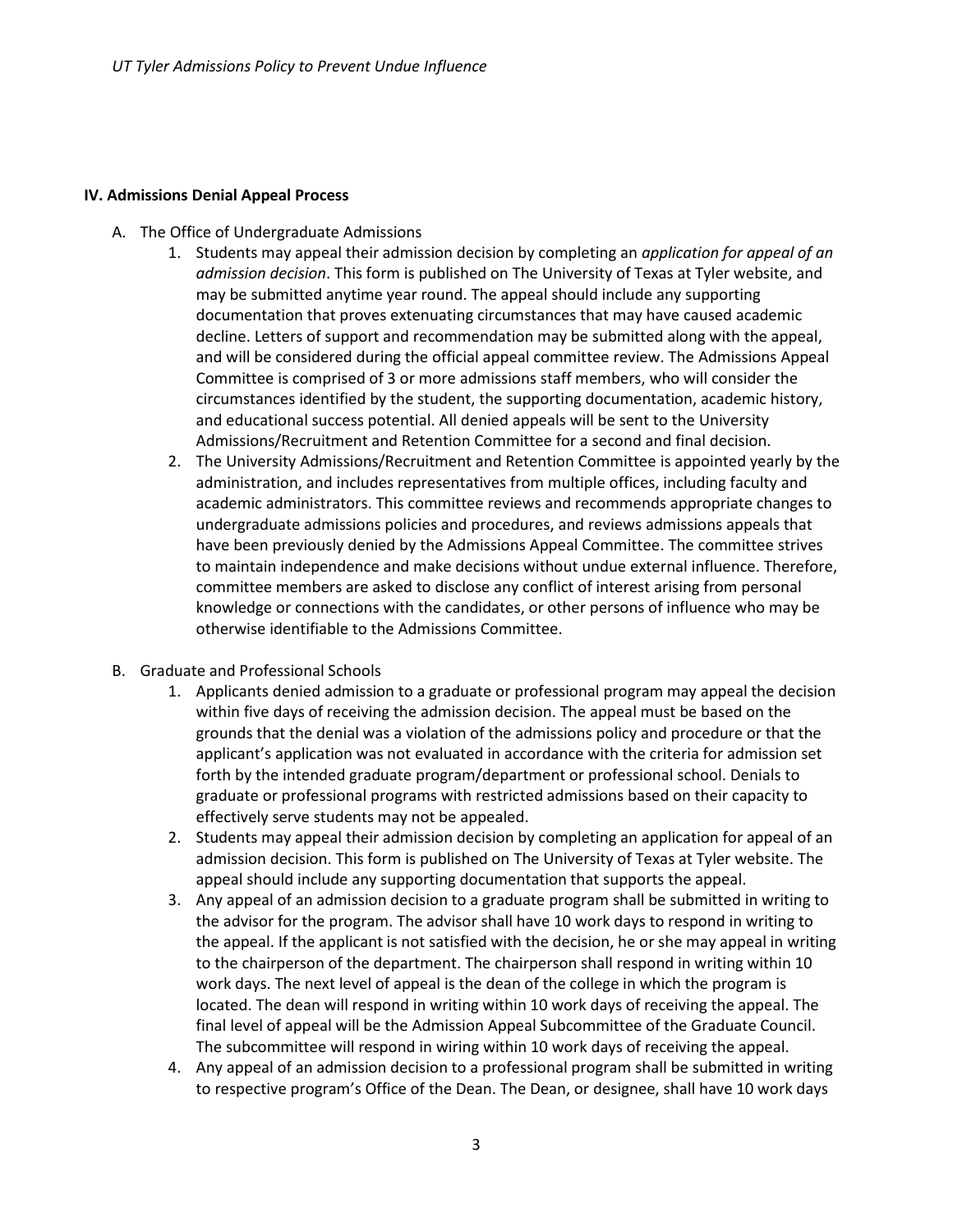## IV. Admissions Denial Appeal Process

A. The Office of Undergraduate Admissions

1. Students may appeal their admission decision by completing an *application for appeal of an admission decision*. This form is published on The University of Texas at Tyler website, and may be submitted anytime year round. The appeal should include any supporting documentation that proves extenuating circumstances that may have caused academic decline. Letters of support and recommendation may be submitted along with the appeal, and will be considered during the official appeal committee review. The Admissions Appeal Committee is comprised of 3 or more admissions staff members, who will consider the circumstances identified by the student, the supporting documentation, academic history, and educational success potential. All denied appeals will be sent to the University Admissions/Recruitment and Retention Committee for a second and final decision.
2. The University Admissions/Recruitment and Retention Committee is appointed yearly by the administration, and includes representatives from multiple offices, including faculty and academic administrators. This committee reviews and recommends appropriate changes to undergraduate admissions policies and procedures, and reviews admissions appeals that have been previously denied by the Admissions Appeal Committee. The committee strives to maintain independence and make decisions without undue external influence. Therefore, committee members are asked to disclose any conflict of interest arising from personal knowledge or connections with the candidates, or other persons of influence who may be otherwise identifiable to the Admissions Committee.

B. Graduate and Professional Schools

1. Applicants denied admission to a graduate or professional program may appeal the decision within five days of receiving the admission decision. The appeal must be based on the grounds that the denial was a violation of the admissions policy and procedure or that the applicant's application was not evaluated in accordance with the criteria for admission set forth by the intended graduate program/department or professional school. Denials to graduate or professional programs with restricted admissions based on their capacity to effectively serve students may not be appealed.
2. Students may appeal their admission decision by completing an application for appeal of an admission decision. This form is published on The University of Texas at Tyler website. The appeal should include any supporting documentation that supports the appeal.
3. Any appeal of an admission decision to a graduate program shall be submitted in writing to the advisor for the program. The advisor shall have 10 work days to respond in writing to the appeal. If the applicant is not satisfied with the decision, he or she may appeal in writing to the chairperson of the department. The chairperson shall respond in writing within 10 work days. The next level of appeal is the dean of the college in which the program is located. The dean will respond in writing within 10 work days of receiving the appeal. The final level of appeal will be the Admission Appeal Subcommittee of the Graduate Council. The subcommittee will respond in wiring within 10 work days of receiving the appeal.
4. Any appeal of an admission decision to a professional program shall be submitted in writing to respective program's Office of the Dean. The Dean, or designee, shall have 10 work days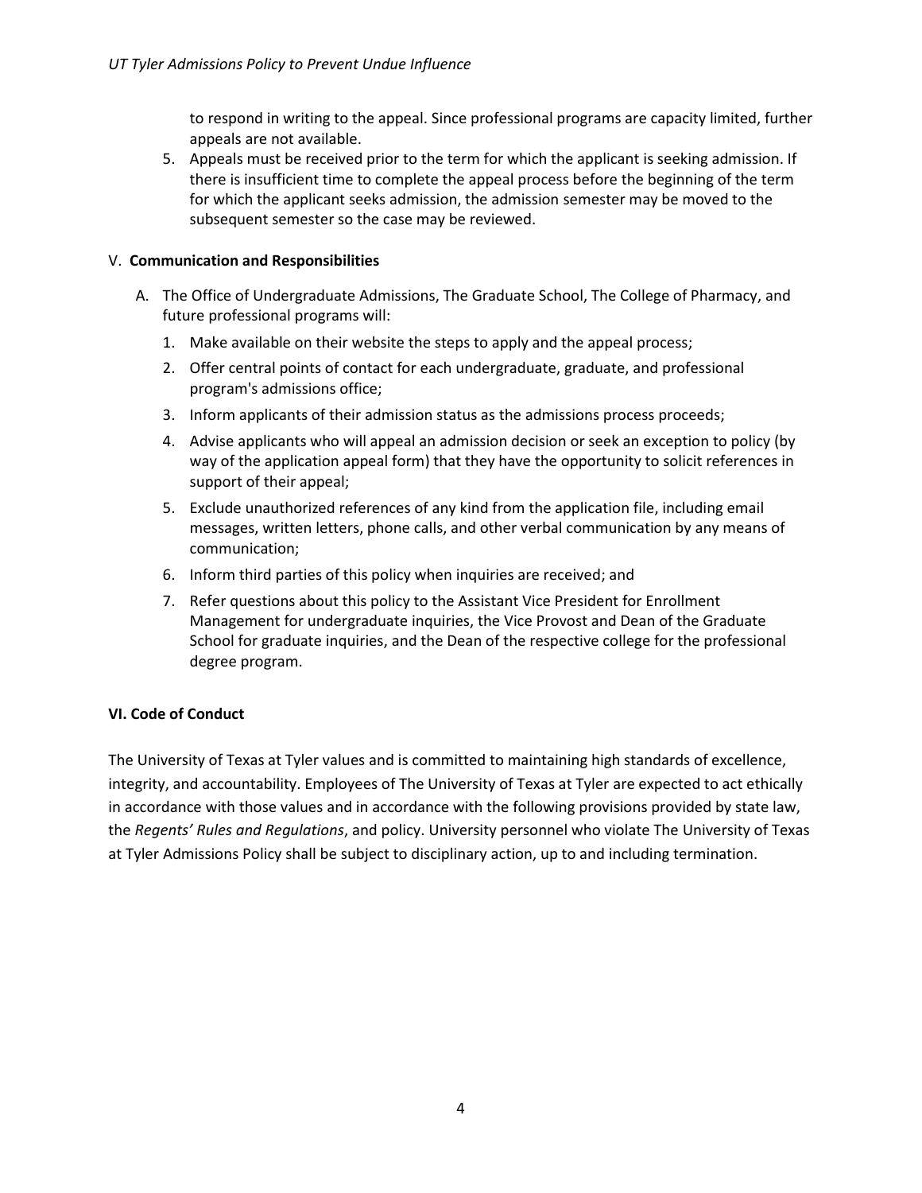to respond in writing to the appeal. Since professional programs are capacity limited, further appeals are not available.

5. Appeals must be received prior to the term for which the applicant is seeking admission. If there is insufficient time to complete the appeal process before the beginning of the term for which the applicant seeks admission, the admission semester may be moved to the subsequent semester so the case may be reviewed.

## V. Communication and Responsibilities

A. The Office of Undergraduate Admissions, The Graduate School, The College of Pharmacy, and future professional programs will:

1. Make available on their website the steps to apply and the appeal process;
2. Offer central points of contact for each undergraduate, graduate, and professional program's admissions office;
3. Inform applicants of their admission status as the admissions process proceeds;
4. Advise applicants who will appeal an admission decision or seek an exception to policy (by way of the application appeal form) that they have the opportunity to solicit references in support of their appeal;
5. Exclude unauthorized references of any kind from the application file, including email messages, written letters, phone calls, and other verbal communication by any means of communication;
6. Inform third parties of this policy when inquiries are received; and
7. Refer questions about this policy to the Assistant Vice President for Enrollment Management for undergraduate inquiries, the Vice Provost and Dean of the Graduate School for graduate inquiries, and the Dean of the respective college for the professional degree program.

## VI. Code of Conduct

The University of Texas at Tyler values and is committed to maintaining high standards of excellence, integrity, and accountability. Employees of The University of Texas at Tyler are expected to act ethically in accordance with those values and in accordance with the following provisions provided by state law, the *Regents' Rules and Regulations*, and policy. University personnel who violate The University of Texas at Tyler Admissions Policy shall be subject to disciplinary action, up to and including termination.